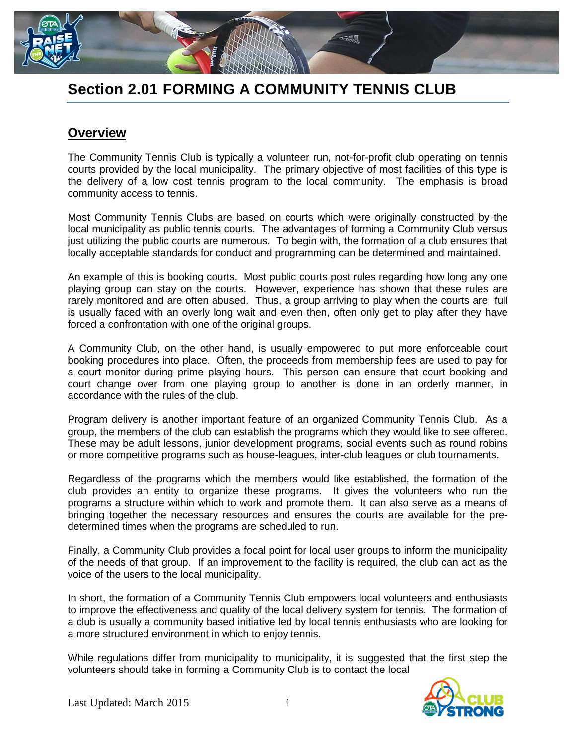# Section 2.01 FORMING A COMMUNITY TENNIS CLUB

## Overview

The Community Tennis Club is typically a volunteer run, not-for-profit club operating on tennis courts provided by the local municipality. The primary objective of most facilities of this type is the delivery of a low cost tennis program to the local community. The emphasis is broad community access to tennis.

Most Community Tennis Clubs are based on courts which were originally constructed by the local municipality as public tennis courts. The advantages of forming a Community Club versus just utilizing the public courts are numerous. To begin with, the formation of a club ensures that locally acceptable standards for conduct and programming can be determined and maintained.

An example of this is booking courts. Most public courts post rules regarding how long any one playing group can stay on the courts. However, experience has shown that these rules are rarely monitored and are often abused. Thus, a group arriving to play when the courts are full is usually faced with an overly long wait and even then, often only get to play after they have forced a confrontation with one of the original groups.

A Community Club, on the other hand, is usually empowered to put more enforceable court booking procedures into place. Often, the proceeds from membership fees are used to pay for a court monitor during prime playing hours. This person can ensure that court booking and court change over from one playing group to another is done in an orderly manner, in accordance with the rules of the club.

Program delivery is another important feature of an organized Community Tennis Club. As a group, the members of the club can establish the programs which they would like to see offered. These may be adult lessons, junior development programs, social events such as round robins or more competitive programs such as house-leagues, inter-club leagues or club tournaments.

Regardless of the programs which the members would like established, the formation of the club provides an entity to organize these programs. It gives the volunteers who run the programs a structure within which to work and promote them. It can also serve as a means of bringing together the necessary resources and ensures the courts are available for the pre-determined times when the programs are scheduled to run.

Finally, a Community Club provides a focal point for local user groups to inform the municipality of the needs of that group. If an improvement to the facility is required, the club can act as the voice of the users to the local municipality.

In short, the formation of a Community Tennis Club empowers local volunteers and enthusiasts to improve the effectiveness and quality of the local delivery system for tennis. The formation of a club is usually a community based initiative led by local tennis enthusiasts who are looking for a more structured environment in which to enjoy tennis.

While regulations differ from municipality to municipality, it is suggested that the first step the volunteers should take in forming a Community Club is to contact the local

Last Updated: March 2015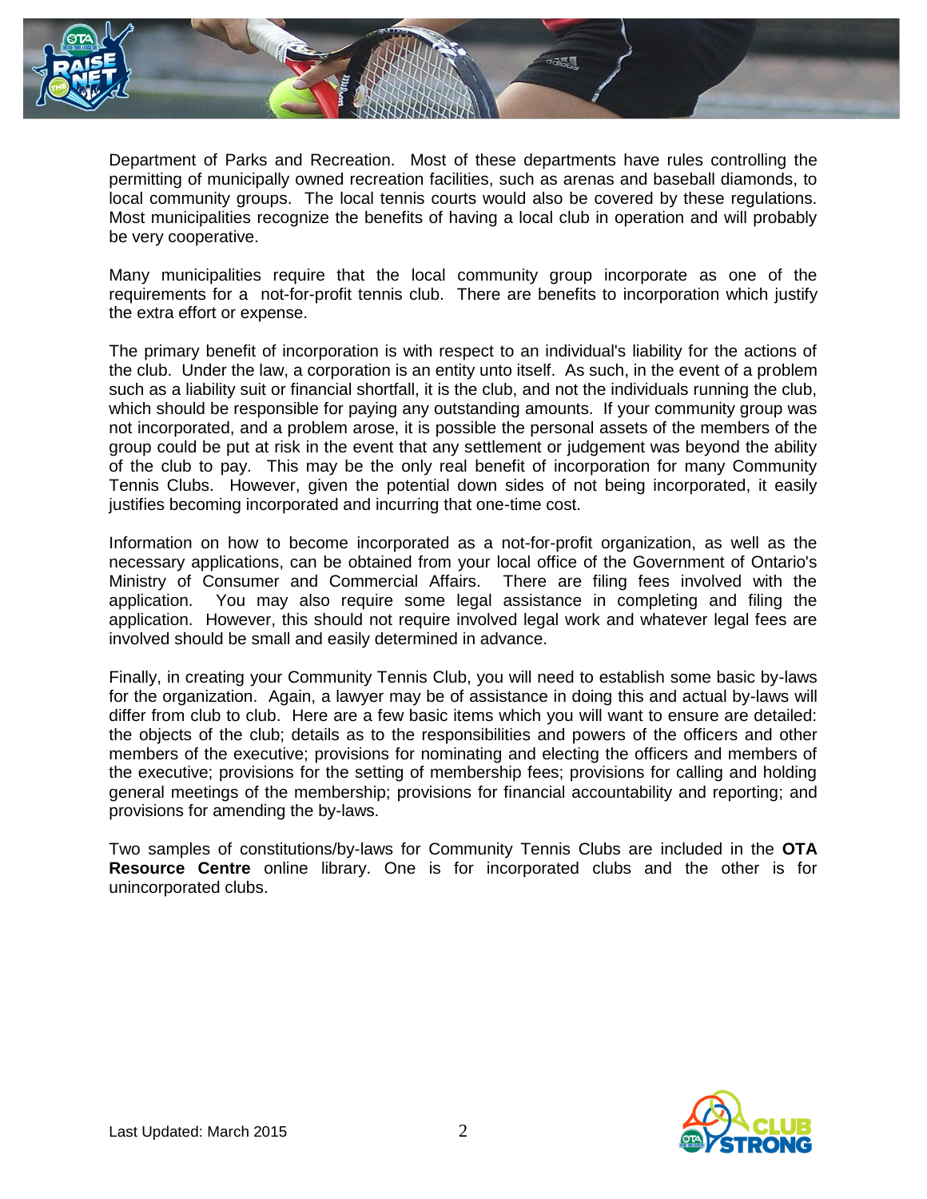Department of Parks and Recreation. Most of these departments have rules controlling the permitting of municipally owned recreation facilities, such as arenas and baseball diamonds, to local community groups. The local tennis courts would also be covered by these regulations. Most municipalities recognize the benefits of having a local club in operation and will probably be very cooperative.

Many municipalities require that the local community group incorporate as one of the requirements for a not-for-profit tennis club. There are benefits to incorporation which justify the extra effort or expense.

The primary benefit of incorporation is with respect to an individual's liability for the actions of the club. Under the law, a corporation is an entity unto itself. As such, in the event of a problem such as a liability suit or financial shortfall, it is the club, and not the individuals running the club, which should be responsible for paying any outstanding amounts. If your community group was not incorporated, and a problem arose, it is possible the personal assets of the members of the group could be put at risk in the event that any settlement or judgement was beyond the ability of the club to pay. This may be the only real benefit of incorporation for many Community Tennis Clubs. However, given the potential down sides of not being incorporated, it easily justifies becoming incorporated and incurring that one-time cost.

Information on how to become incorporated as a not-for-profit organization, as well as the necessary applications, can be obtained from your local office of the Government of Ontario's Ministry of Consumer and Commercial Affairs. There are filing fees involved with the application. You may also require some legal assistance in completing and filing the application. However, this should not require involved legal work and whatever legal fees are involved should be small and easily determined in advance.

Finally, in creating your Community Tennis Club, you will need to establish some basic by-laws for the organization. Again, a lawyer may be of assistance in doing this and actual by-laws will differ from club to club. Here are a few basic items which you will want to ensure are detailed: the objects of the club; details as to the responsibilities and powers of the officers and other members of the executive; provisions for nominating and electing the officers and members of the executive; provisions for the setting of membership fees; provisions for calling and holding general meetings of the membership; provisions for financial accountability and reporting; and provisions for amending the by-laws.

Two samples of constitutions/by-laws for Community Tennis Clubs are included in the **OTA Resource Centre** online library. One is for incorporated clubs and the other is for unincorporated clubs.